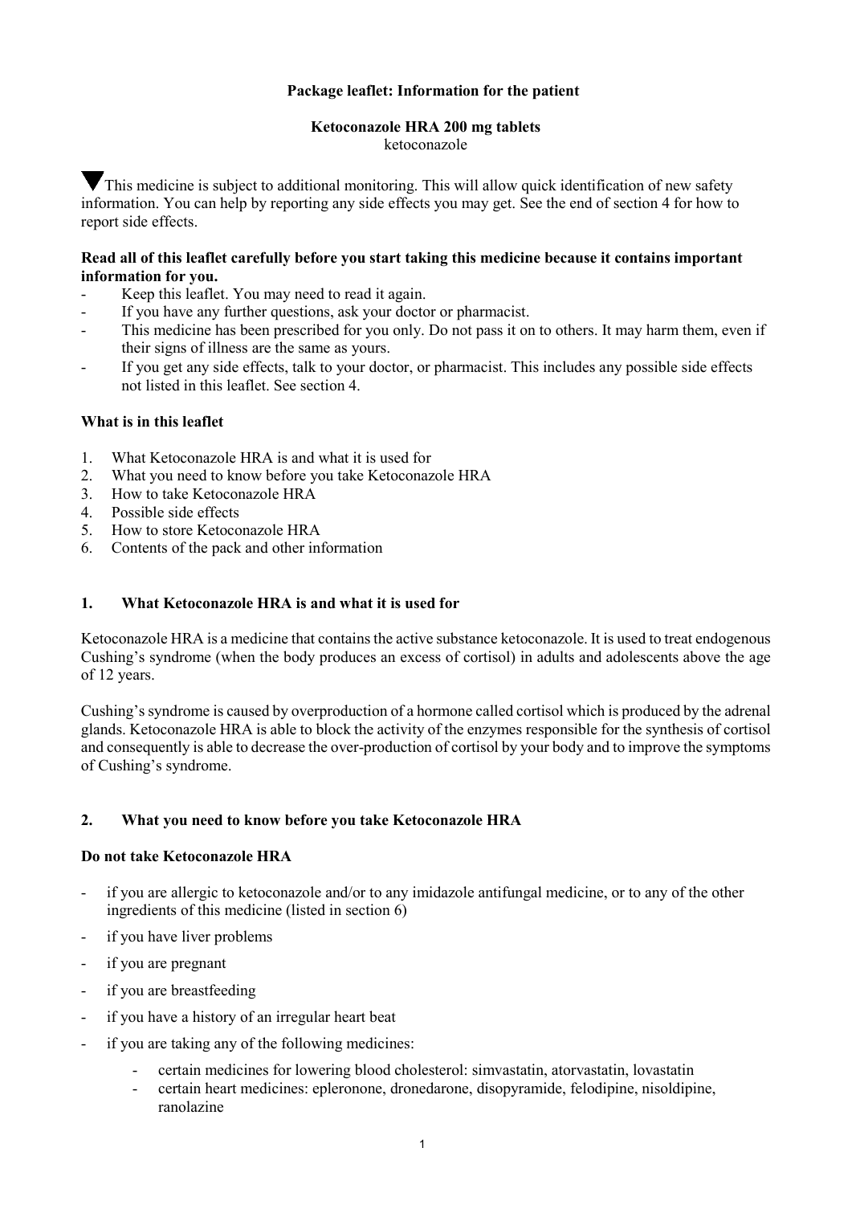**Package leaflet: Information for the patient**

**Ketoconazole HRA 200 mg tablets**
ketoconazole

▼This medicine is subject to additional monitoring. This will allow quick identification of new safety information. You can help by reporting any side effects you may get. See the end of section 4 for how to report side effects.

**Read all of this leaflet carefully before you start taking this medicine because it contains important information for you.**

- Keep this leaflet. You may need to read it again.
- If you have any further questions, ask your doctor or pharmacist.
- This medicine has been prescribed for you only. Do not pass it on to others. It may harm them, even if their signs of illness are the same as yours.
- If you get any side effects, talk to your doctor, or pharmacist. This includes any possible side effects not listed in this leaflet. See section 4.

**What is in this leaflet**

1. What Ketoconazole HRA is and what it is used for
2. What you need to know before you take Ketoconazole HRA
3. How to take Ketoconazole HRA
4. Possible side effects
5. How to store Ketoconazole HRA
6. Contents of the pack and other information

## 1. What Ketoconazole HRA is and what it is used for

Ketoconazole HRA is a medicine that contains the active substance ketoconazole. It is used to treat endogenous Cushing's syndrome (when the body produces an excess of cortisol) in adults and adolescents above the age of 12 years.

Cushing's syndrome is caused by overproduction of a hormone called cortisol which is produced by the adrenal glands. Ketoconazole HRA is able to block the activity of the enzymes responsible for the synthesis of cortisol and consequently is able to decrease the over-production of cortisol by your body and to improve the symptoms of Cushing's syndrome.

## 2. What you need to know before you take Ketoconazole HRA

**Do not take Ketoconazole HRA**

- if you are allergic to ketoconazole and/or to any imidazole antifungal medicine, or to any of the other ingredients of this medicine (listed in section 6)
- if you have liver problems
- if you are pregnant
- if you are breastfeeding
- if you have a history of an irregular heart beat
- if you are taking any of the following medicines:
  - certain medicines for lowering blood cholesterol: simvastatin, atorvastatin, lovastatin
  - certain heart medicines: eplerenone, dronedarone, disopyramide, felodipine, nisoldipine, ranolazine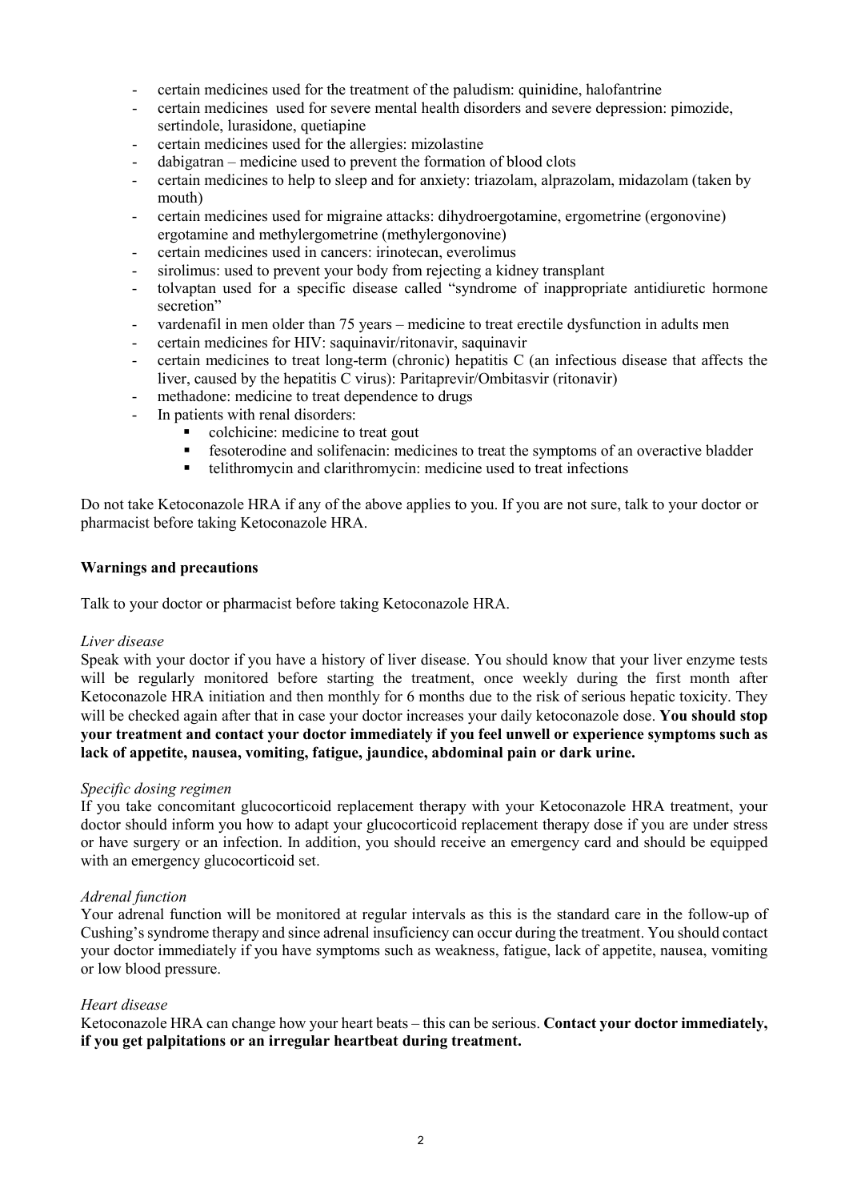- certain medicines used for the treatment of the paludism: quinidine, halofantrine
- certain medicines used for severe mental health disorders and severe depression: pimozide, sertindole, lurasidone, quetiapine
- certain medicines used for the allergies: mizolastine
- dabigatran – medicine used to prevent the formation of blood clots
- certain medicines to help to sleep and for anxiety: triazolam, alprazolam, midazolam (taken by mouth)
- certain medicines used for migraine attacks: dihydroergotamine, ergometrine (ergonovine) ergotamine and methylergometrine (methylergonovine)
- certain medicines used in cancers: irinotecan, everolimus
- sirolimus: used to prevent your body from rejecting a kidney transplant
- tolvaptan used for a specific disease called "syndrome of inappropriate antidiuretic hormone secretion"
- vardenafil in men older than 75 years – medicine to treat erectile dysfunction in adults men
- certain medicines for HIV: saquinavir/ritonavir, saquinavir
- certain medicines to treat long-term (chronic) hepatitis C (an infectious disease that affects the liver, caused by the hepatitis C virus): Paritaprevir/Ombitasvir (ritonavir)
- methadone: medicine to treat dependence to drugs
- In patients with renal disorders:
  - colchicine: medicine to treat gout
  - fesoterodine and solifenacin: medicines to treat the symptoms of an overactive bladder
  - telithromycin and clarithromycin: medicine used to treat infections

Do not take Ketoconazole HRA if any of the above applies to you. If you are not sure, talk to your doctor or pharmacist before taking Ketoconazole HRA.

**Warnings and precautions**

Talk to your doctor or pharmacist before taking Ketoconazole HRA.

*Liver disease*

Speak with your doctor if you have a history of liver disease. You should know that your liver enzyme tests will be regularly monitored before starting the treatment, once weekly during the first month after Ketoconazole HRA initiation and then monthly for 6 months due to the risk of serious hepatic toxicity. They will be checked again after that in case your doctor increases your daily ketoconazole dose. **You should stop your treatment and contact your doctor immediately if you feel unwell or experience symptoms such as lack of appetite, nausea, vomiting, fatigue, jaundice, abdominal pain or dark urine.**

*Specific dosing regimen*

If you take concomitant glucocorticoid replacement therapy with your Ketoconazole HRA treatment, your doctor should inform you how to adapt your glucocorticoid replacement therapy dose if you are under stress or have surgery or an infection. In addition, you should receive an emergency card and should be equipped with an emergency glucocorticoid set.

*Adrenal function*

Your adrenal function will be monitored at regular intervals as this is the standard care in the follow-up of Cushing's syndrome therapy and since adrenal insuficiency can occur during the treatment. You should contact your doctor immediately if you have symptoms such as weakness, fatigue, lack of appetite, nausea, vomiting or low blood pressure.

*Heart disease*

Ketoconazole HRA can change how your heart beats – this can be serious. **Contact your doctor immediately, if you get palpitations or an irregular heartbeat during treatment.**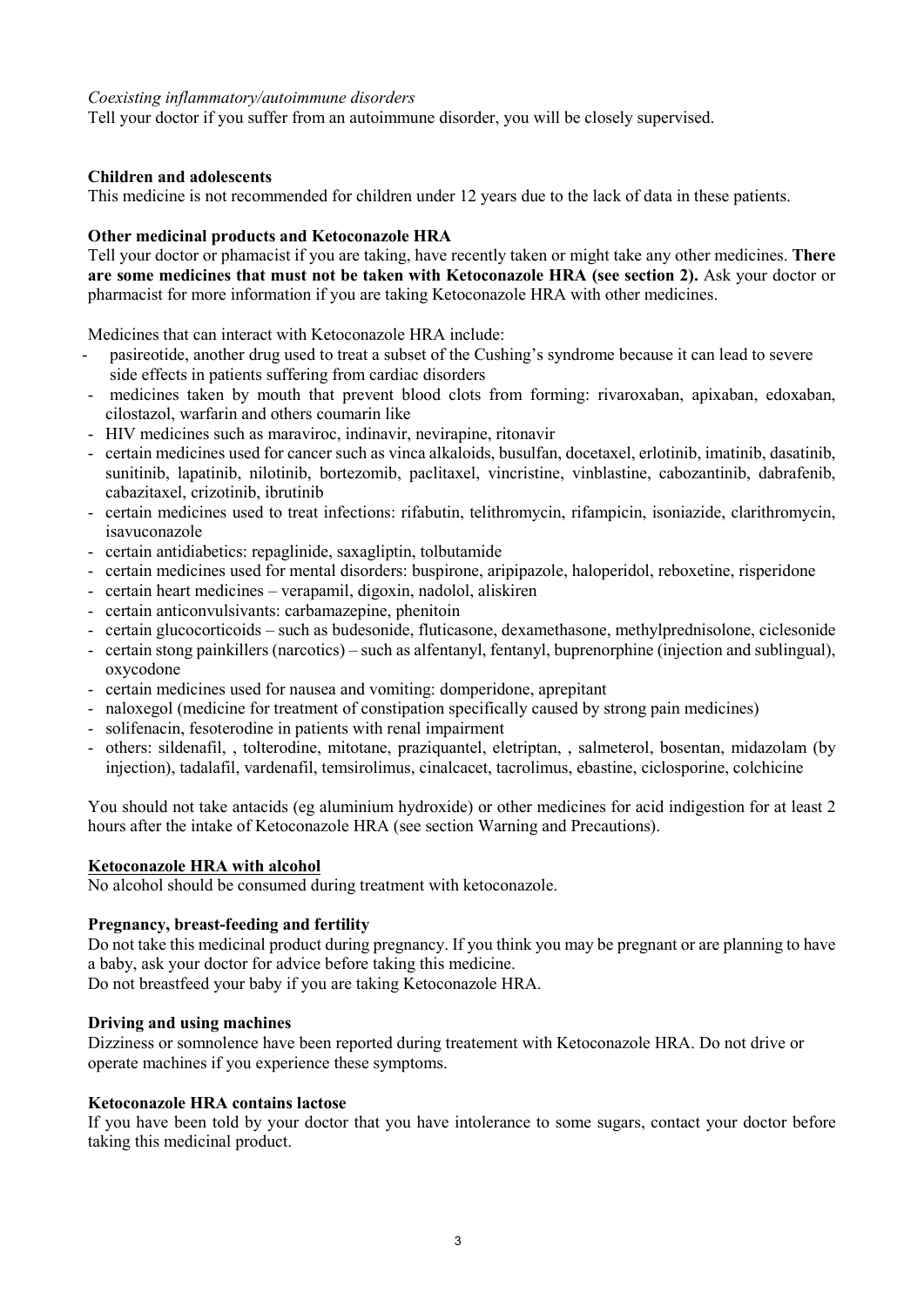*Coexisting inflammatory/autoimmune disorders*

Tell your doctor if you suffer from an autoimmune disorder, you will be closely supervised.

**Children and adolescents**

This medicine is not recommended for children under 12 years due to the lack of data in these patients.

**Other medicinal products and Ketoconazole HRA**

Tell your doctor or phamacist if you are taking, have recently taken or might take any other medicines. **There are some medicines that must not be taken with Ketoconazole HRA (see section 2).** Ask your doctor or pharmacist for more information if you are taking Ketoconazole HRA with other medicines.

Medicines that can interact with Ketoconazole HRA include:

- pasireotide, another drug used to treat a subset of the Cushing's syndrome because it can lead to severe side effects in patients suffering from cardiac disorders
- medicines taken by mouth that prevent blood clots from forming: rivaroxaban, apixaban, edoxaban, cilostazol, warfarin and others coumarin like
- HIV medicines such as maraviroc, indinavir, nevirapine, ritonavir
- certain medicines used for cancer such as vinca alkaloids, busulfan, docetaxel, erlotinib, imatinib, dasatinib, sunitinib, lapatinib, nilotinib, bortezomib, paclitaxel, vincristine, vinblastine, cabozantinib, dabrafenib, cabazitaxel, crizotinib, ibrutinib
- certain medicines used to treat infections: rifabutin, telithromycin, rifampicin, isoniazide, clarithromycin, isavuconazole
- certain antidiabetics: repaglinide, saxagliptin, tolbutamide
- certain medicines used for mental disorders: buspirone, aripipazole, haloperidol, reboxetine, risperidone
- certain heart medicines – verapamil, digoxin, nadolol, aliskiren
- certain anticonvulsivants: carbamazepine, phenitoin
- certain glucocorticoids – such as budesonide, fluticasone, dexamethasone, methylprednisolone, ciclesonide
- certain stong painkillers (narcotics) – such as alfentanyl, fentanyl, buprenorphine (injection and sublingual), oxycodone
- certain medicines used for nausea and vomiting: domperidone, aprepitant
- naloxegol (medicine for treatment of constipation specifically caused by strong pain medicines)
- solifenacin, fesoterodine in patients with renal impairment
- others: sildenafil, , tolterodine, mitotane, praziquantel, eletriptan, , salmeterol, bosentan, midazolam (by injection), tadalafil, vardenafil, temsirolimus, cinalcacet, tacrolimus, ebastine, ciclosporine, colchicine

You should not take antacids (eg aluminium hydroxide) or other medicines for acid indigestion for at least 2 hours after the intake of Ketoconazole HRA (see section Warning and Precautions).

**Ketoconazole HRA with alcohol**

No alcohol should be consumed during treatment with ketoconazole.

**Pregnancy, breast-feeding and fertility**

Do not take this medicinal product during pregnancy. If you think you may be pregnant or are planning to have a baby, ask your doctor for advice before taking this medicine.
Do not breastfeed your baby if you are taking Ketoconazole HRA.

**Driving and using machines**

Dizziness or somnolence have been reported during treatement with Ketoconazole HRA. Do not drive or operate machines if you experience these symptoms.

**Ketoconazole HRA contains lactose**

If you have been told by your doctor that you have intolerance to some sugars, contact your doctor before taking this medicinal product.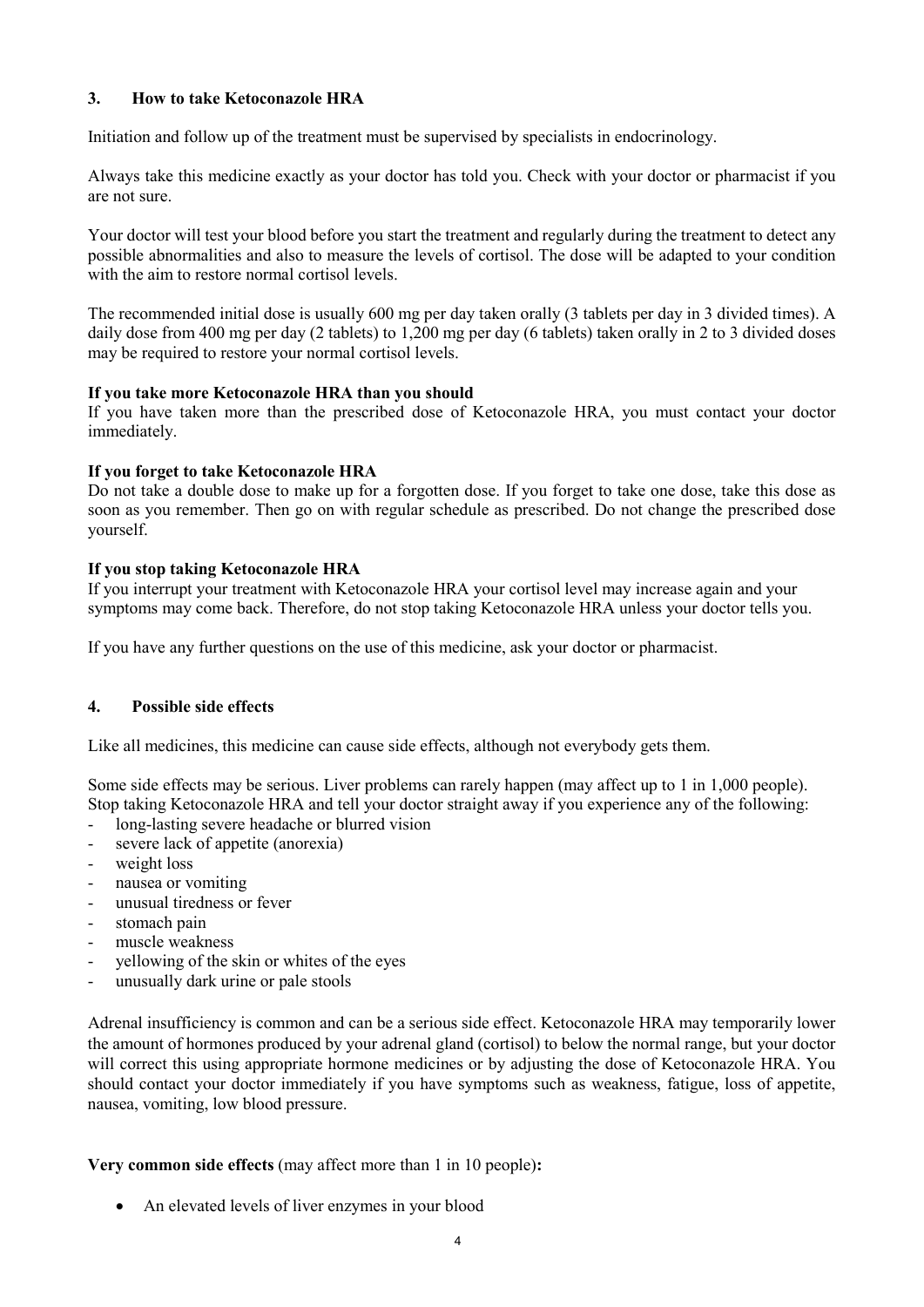## 3. How to take Ketoconazole HRA

Initiation and follow up of the treatment must be supervised by specialists in endocrinology.

Always take this medicine exactly as your doctor has told you. Check with your doctor or pharmacist if you are not sure.

Your doctor will test your blood before you start the treatment and regularly during the treatment to detect any possible abnormalities and also to measure the levels of cortisol. The dose will be adapted to your condition with the aim to restore normal cortisol levels.

The recommended initial dose is usually 600 mg per day taken orally (3 tablets per day in 3 divided times). A daily dose from 400 mg per day (2 tablets) to 1,200 mg per day (6 tablets) taken orally in 2 to 3 divided doses may be required to restore your normal cortisol levels.

**If you take more Ketoconazole HRA than you should**
If you have taken more than the prescribed dose of Ketoconazole HRA, you must contact your doctor immediately.

**If you forget to take Ketoconazole HRA**
Do not take a double dose to make up for a forgotten dose. If you forget to take one dose, take this dose as soon as you remember. Then go on with regular schedule as prescribed. Do not change the prescribed dose yourself.

**If you stop taking Ketoconazole HRA**
If you interrupt your treatment with Ketoconazole HRA your cortisol level may increase again and your symptoms may come back. Therefore, do not stop taking Ketoconazole HRA unless your doctor tells you.

If you have any further questions on the use of this medicine, ask your doctor or pharmacist.

## 4. Possible side effects

Like all medicines, this medicine can cause side effects, although not everybody gets them.

Some side effects may be serious. Liver problems can rarely happen (may affect up to 1 in 1,000 people). Stop taking Ketoconazole HRA and tell your doctor straight away if you experience any of the following:

- long-lasting severe headache or blurred vision
- severe lack of appetite (anorexia)
- weight loss
- nausea or vomiting
- unusual tiredness or fever
- stomach pain
- muscle weakness
- yellowing of the skin or whites of the eyes
- unusually dark urine or pale stools

Adrenal insufficiency is common and can be a serious side effect. Ketoconazole HRA may temporarily lower the amount of hormones produced by your adrenal gland (cortisol) to below the normal range, but your doctor will correct this using appropriate hormone medicines or by adjusting the dose of Ketoconazole HRA. You should contact your doctor immediately if you have symptoms such as weakness, fatigue, loss of appetite, nausea, vomiting, low blood pressure.

**Very common side effects** (may affect more than 1 in 10 people)**:**

- An elevated levels of liver enzymes in your blood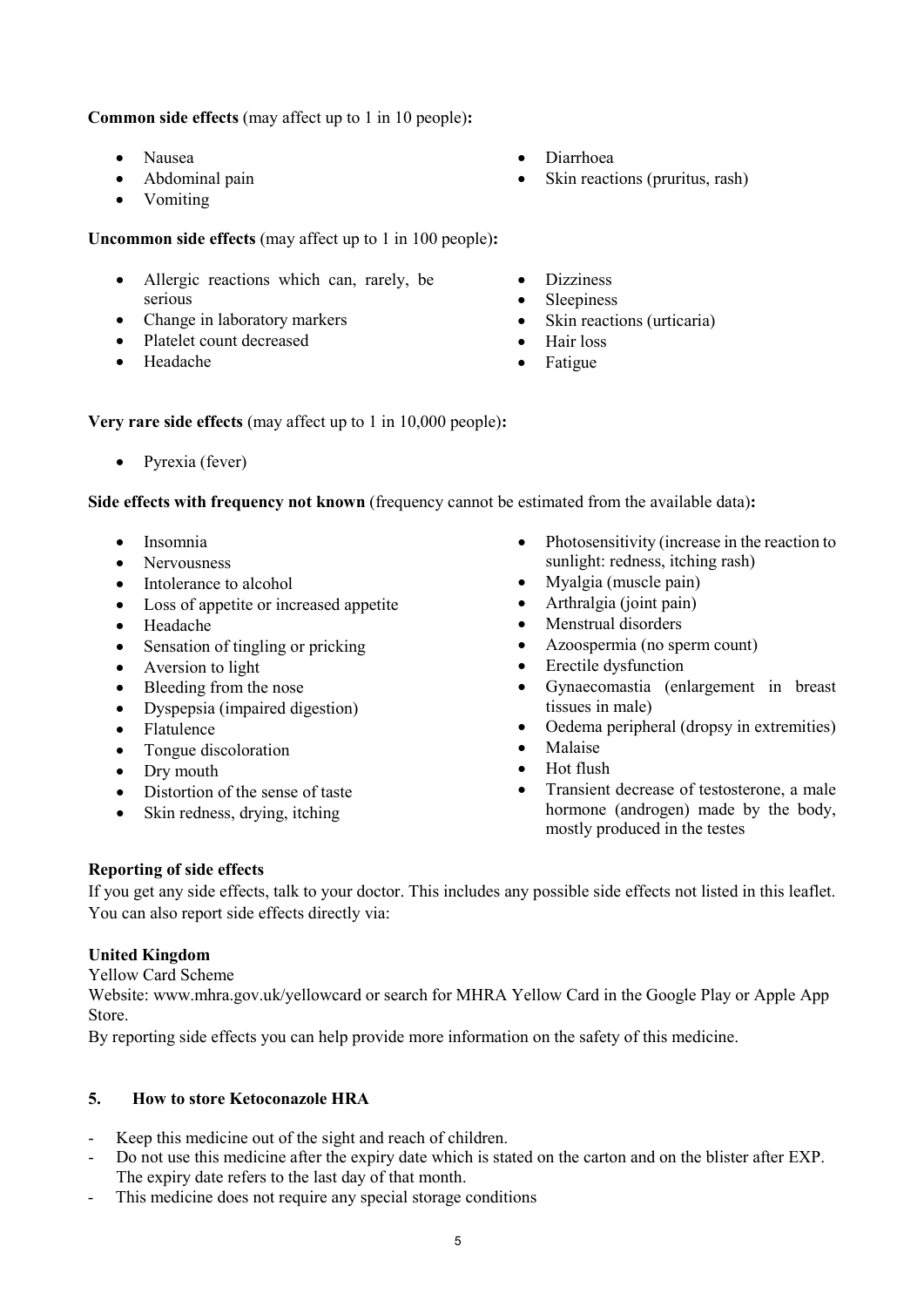**Common side effects** (may affect up to 1 in 10 people)**:**

- Nausea
- Abdominal pain
- Vomiting
- Diarrhoea
- Skin reactions (pruritus, rash)

**Uncommon side effects** (may affect up to 1 in 100 people)**:**

- Allergic reactions which can, rarely, be serious
- Change in laboratory markers
- Platelet count decreased
- Headache
- Dizziness
- Sleepiness
- Skin reactions (urticaria)
- Hair loss
- Fatigue

**Very rare side effects** (may affect up to 1 in 10,000 people)**:**

- Pyrexia (fever)

**Side effects with frequency not known** (frequency cannot be estimated from the available data)**:**

- Insomnia
- Nervousness
- Intolerance to alcohol
- Loss of appetite or increased appetite
- Headache
- Sensation of tingling or pricking
- Aversion to light
- Bleeding from the nose
- Dyspepsia (impaired digestion)
- Flatulence
- Tongue discoloration
- Dry mouth
- Distortion of the sense of taste
- Skin redness, drying, itching
- Photosensitivity (increase in the reaction to sunlight: redness, itching rash)
- Myalgia (muscle pain)
- Arthralgia (joint pain)
- Menstrual disorders
- Azoospermia (no sperm count)
- Erectile dysfunction
- Gynaecomastia (enlargement in breast tissues in male)
- Oedema peripheral (dropsy in extremities)
- Malaise
- Hot flush
- Transient decrease of testosterone, a male hormone (androgen) made by the body, mostly produced in the testes

**Reporting of side effects**

If you get any side effects, talk to your doctor. This includes any possible side effects not listed in this leaflet. You can also report side effects directly via:

**United Kingdom**

Yellow Card Scheme

Website: www.mhra.gov.uk/yellowcard or search for MHRA Yellow Card in the Google Play or Apple App Store.

By reporting side effects you can help provide more information on the safety of this medicine.

## 5. How to store Ketoconazole HRA

- Keep this medicine out of the sight and reach of children.
- Do not use this medicine after the expiry date which is stated on the carton and on the blister after EXP. The expiry date refers to the last day of that month.
- This medicine does not require any special storage conditions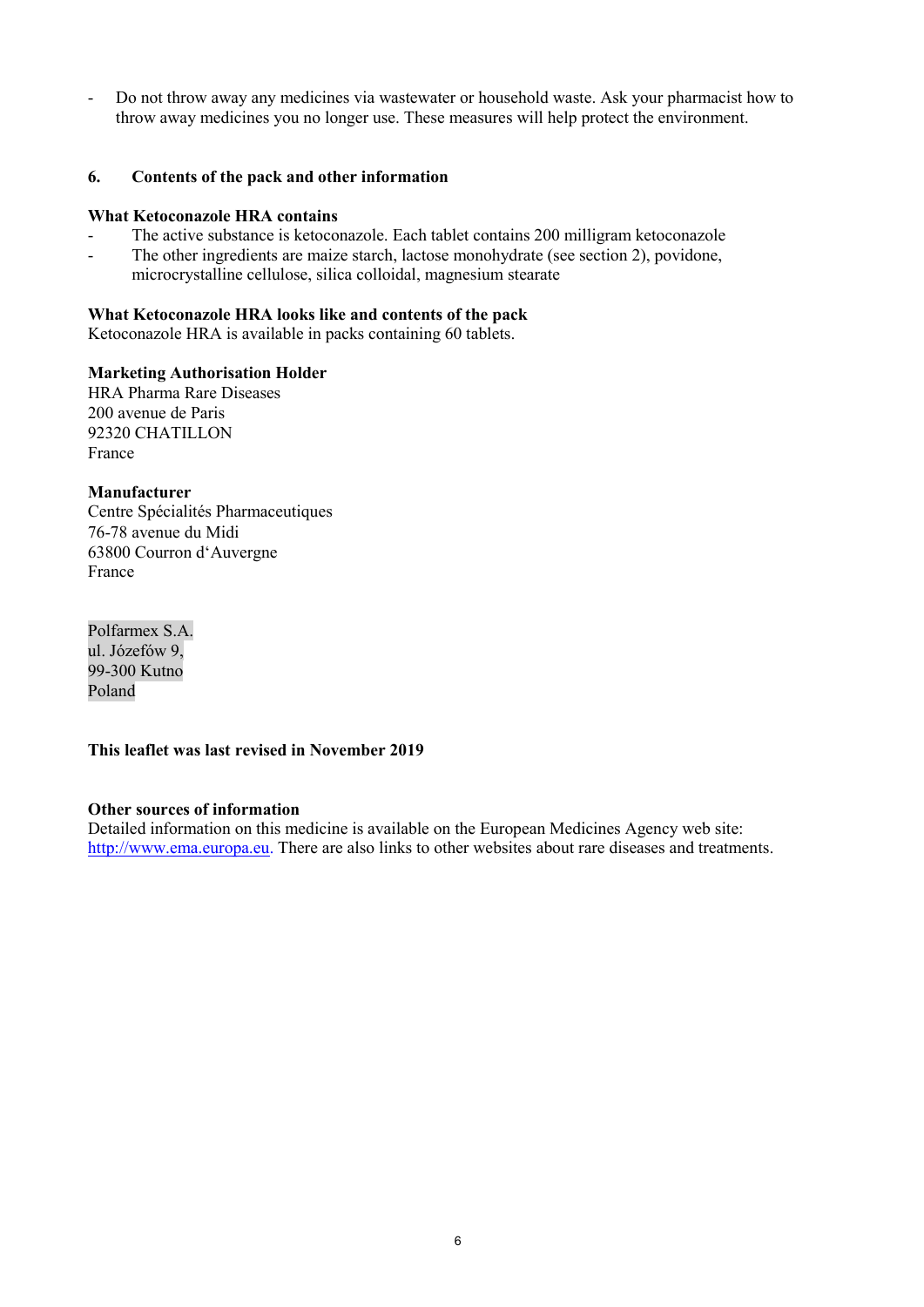- Do not throw away any medicines via wastewater or household waste. Ask your pharmacist how to throw away medicines you no longer use. These measures will help protect the environment.

## 6. Contents of the pack and other information

**What Ketoconazole HRA contains**

- The active substance is ketoconazole. Each tablet contains 200 milligram ketoconazole
- The other ingredients are maize starch, lactose monohydrate (see section 2), povidone, microcrystalline cellulose, silica colloidal, magnesium stearate

**What Ketoconazole HRA looks like and contents of the pack**

Ketoconazole HRA is available in packs containing 60 tablets.

**Marketing Authorisation Holder**

HRA Pharma Rare Diseases
200 avenue de Paris
92320 CHATILLON
France

**Manufacturer**

Centre Spécialités Pharmaceutiques
76-78 avenue du Midi
63800 Courron d'Auvergne
France

Polfarmex S.A.
ul. Józefów 9,
99-300 Kutno
Poland

**This leaflet was last revised in November 2019**

**Other sources of information**

Detailed information on this medicine is available on the European Medicines Agency web site: http://www.ema.europa.eu. There are also links to other websites about rare diseases and treatments.